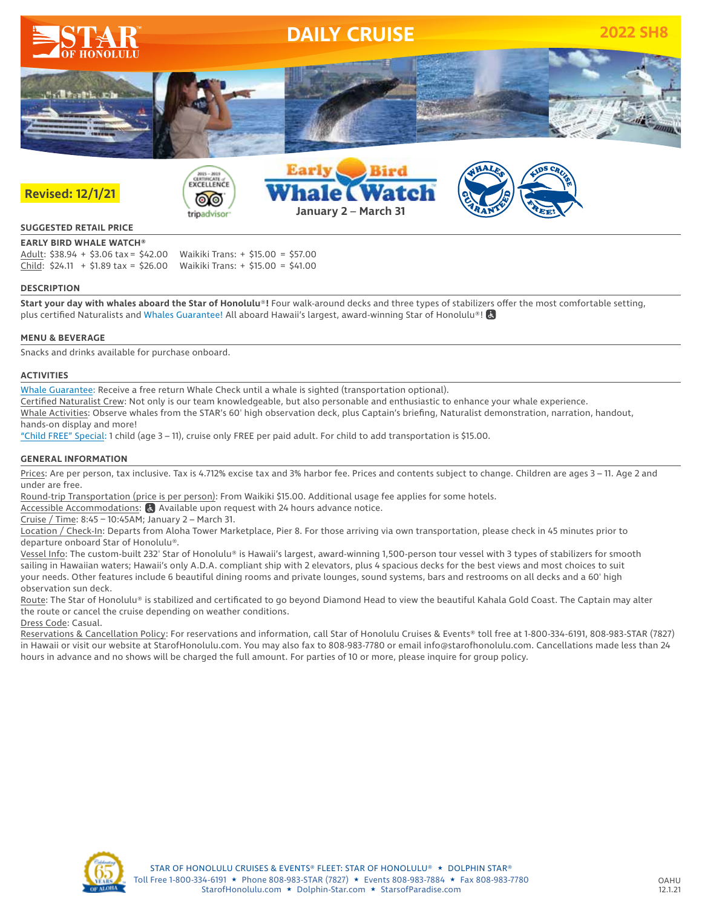# DAILY CRUISE

**2022 SH8**

**Revised: 12/1/21**

## Early Bird Whale Watch

January 2 – March 31

### SUGGESTED RETAIL PRICE

**EARLY BIRD WHALE WATCH®**

Adult: $38.94 + $3.06 tax = $42.00  Waikiki Trans: + $15.00 = $57.00
Child: $24.11 + $1.89 tax = $26.00  Waikiki Trans: + $15.00 = $41.00

### DESCRIPTION

**Start your day with whales aboard the Star of Honolulu®!** Four walk-around decks and three types of stabilizers offer the most comfortable setting, plus certified Naturalists and Whales Guarantee! All aboard Hawaii's largest, award-winning Star of Honolulu®!

### MENU & BEVERAGE

Snacks and drinks available for purchase onboard.

### ACTIVITIES

Whale Guarantee: Receive a free return Whale Check until a whale is sighted (transportation optional).
Certified Naturalist Crew: Not only is our team knowledgeable, but also personable and enthusiastic to enhance your whale experience.
Whale Activities: Observe whales from the STAR's 60' high observation deck, plus Captain's briefing, Naturalist demonstration, narration, handout, hands-on display and more!
"Child FREE" Special: 1 child (age 3 – 11), cruise only FREE per paid adult. For child to add transportation is $15.00.

### GENERAL INFORMATION

Prices: Are per person, tax inclusive. Tax is 4.712% excise tax and 3% harbor fee. Prices and contents subject to change. Children are ages 3 – 11. Age 2 and under are free.
Round-trip Transportation (price is per person): From Waikiki $15.00. Additional usage fee applies for some hotels.
Accessible Accommodations: Available upon request with 24 hours advance notice.
Cruise / Time: 8:45 – 10:45AM; January 2 – March 31.
Location / Check-In: Departs from Aloha Tower Marketplace, Pier 8. For those arriving via own transportation, please check in 45 minutes prior to departure onboard Star of Honolulu®.
Vessel Info: The custom-built 232' Star of Honolulu® is Hawaii's largest, award-winning 1,500-person tour vessel with 3 types of stabilizers for smooth sailing in Hawaiian waters; Hawaii's only A.D.A. compliant ship with 2 elevators, plus 4 spacious decks for the best views and most choices to suit your needs. Other features include 6 beautiful dining rooms and private lounges, sound systems, bars and restrooms on all decks and a 60' high observation sun deck.
Route: The Star of Honolulu® is stabilized and certificated to go beyond Diamond Head to view the beautiful Kahala Gold Coast. The Captain may alter the route or cancel the cruise depending on weather conditions.
Dress Code: Casual.
Reservations & Cancellation Policy: For reservations and information, call Star of Honolulu Cruises & Events® toll free at 1-800-334-6191, 808-983-STAR (7827) in Hawaii or visit our website at StarofHonolulu.com. You may also fax to 808-983-7780 or email info@starofhonolulu.com. Cancellations made less than 24 hours in advance and no shows will be charged the full amount. For parties of 10 or more, please inquire for group policy.

STAR OF HONOLULU CRUISES & EVENTS® FLEET: STAR OF HONOLULU® ★ DOLPHIN STAR®
Toll Free 1-800-334-6191 ★ Phone 808-983-STAR (7827) ★ Events 808-983-7884 ★ Fax 808-983-7780
StarofHonolulu.com ★ Dolphin-Star.com ★ StarsofParadise.com

OAHU
12.1.21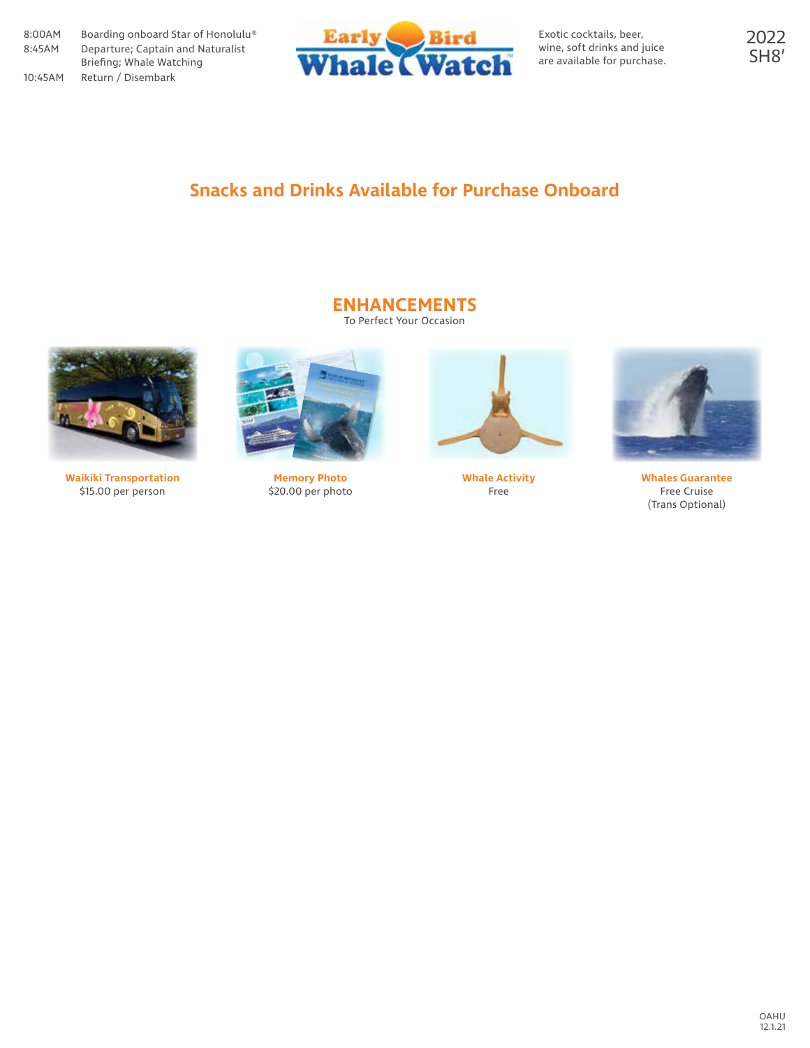| | |
|---|---|
| 8:00AM | Boarding onboard Star of Honolulu® |
| 8:45AM | Departure; Captain and Naturalist Briefing; Whale Watching |
| 10:45AM | Return / Disembark |

Early Bird Whale Watch™

Exotic cocktails, beer, wine, soft drinks and juice are available for purchase.

2022
SH8′

## Snacks and Drinks Available for Purchase Onboard

## ENHANCEMENTS

To Perfect Your Occasion

**Waikiki Transportation**
$15.00 per person

**Memory Photo**
$20.00 per photo

**Whale Activity**
Free

**Whales Guarantee**
Free Cruise
(Trans Optional)

OAHU
12.1.21